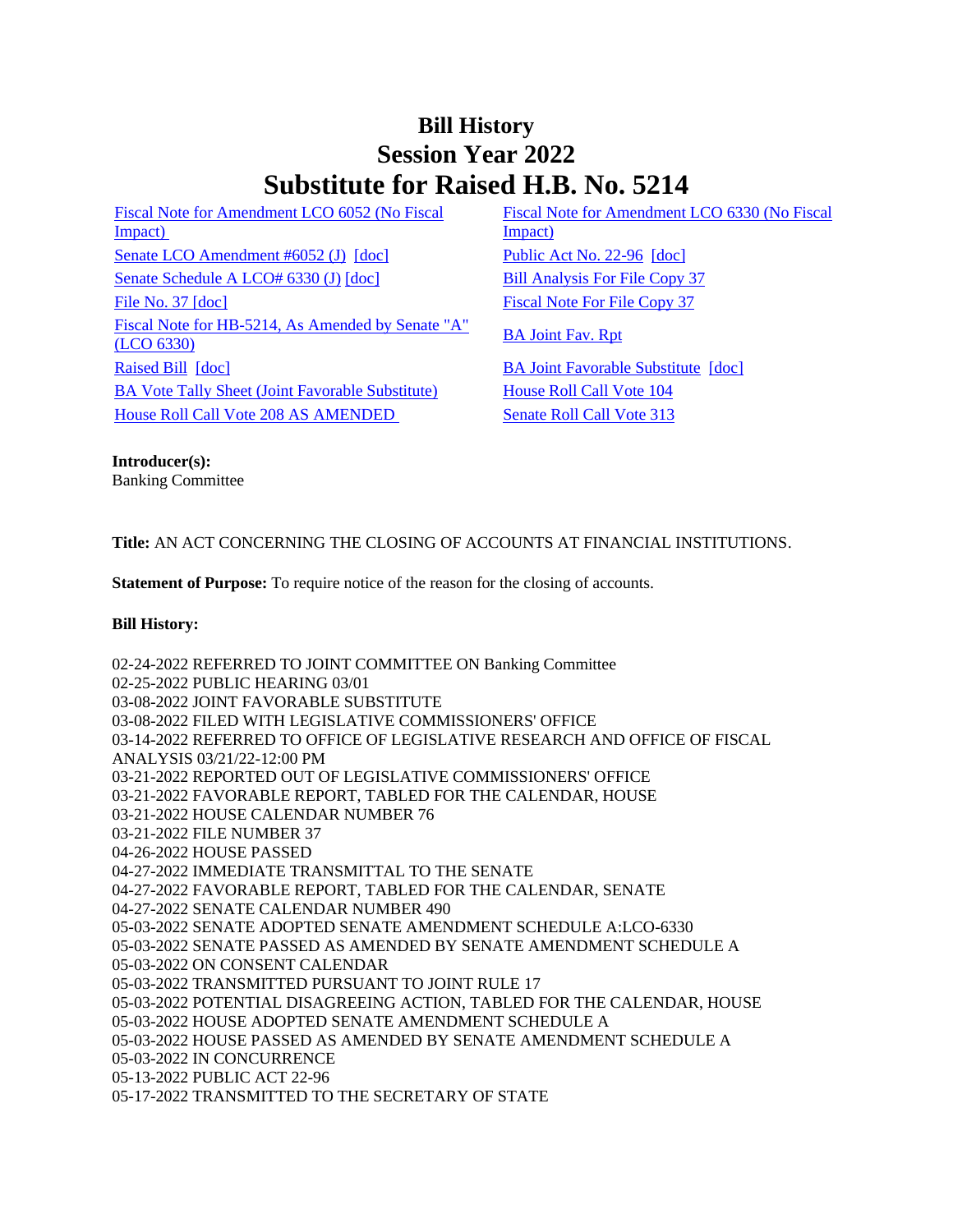# Bill History
# Session Year 2022
# Substitute for Raised H.B. No. 5214

| | |
|---|---|
| Fiscal Note for Amendment LCO 6052 (No Fiscal Impact) | Fiscal Note for Amendment LCO 6330 (No Fiscal Impact) |
| Senate LCO Amendment #6052 (J) [doc] | Public Act No. 22-96 [doc] |
| Senate Schedule A LCO# 6330 (J) [doc] | Bill Analysis For File Copy 37 |
| File No. 37 [doc] | Fiscal Note For File Copy 37 |
| Fiscal Note for HB-5214, As Amended by Senate "A" (LCO 6330) | BA Joint Fav. Rpt |
| Raised Bill [doc] | BA Joint Favorable Substitute [doc] |
| BA Vote Tally Sheet (Joint Favorable Substitute) | House Roll Call Vote 104 |
| House Roll Call Vote 208 AS AMENDED | Senate Roll Call Vote 313 |

**Introducer(s):**
Banking Committee

**Title:** AN ACT CONCERNING THE CLOSING OF ACCOUNTS AT FINANCIAL INSTITUTIONS.

**Statement of Purpose:** To require notice of the reason for the closing of accounts.

**Bill History:**

02-24-2022 REFERRED TO JOINT COMMITTEE ON Banking Committee
02-25-2022 PUBLIC HEARING 03/01
03-08-2022 JOINT FAVORABLE SUBSTITUTE
03-08-2022 FILED WITH LEGISLATIVE COMMISSIONERS' OFFICE
03-14-2022 REFERRED TO OFFICE OF LEGISLATIVE RESEARCH AND OFFICE OF FISCAL ANALYSIS 03/21/22-12:00 PM
03-21-2022 REPORTED OUT OF LEGISLATIVE COMMISSIONERS' OFFICE
03-21-2022 FAVORABLE REPORT, TABLED FOR THE CALENDAR, HOUSE
03-21-2022 HOUSE CALENDAR NUMBER 76
03-21-2022 FILE NUMBER 37
04-26-2022 HOUSE PASSED
04-27-2022 IMMEDIATE TRANSMITTAL TO THE SENATE
04-27-2022 FAVORABLE REPORT, TABLED FOR THE CALENDAR, SENATE
04-27-2022 SENATE CALENDAR NUMBER 490
05-03-2022 SENATE ADOPTED SENATE AMENDMENT SCHEDULE A:LCO-6330
05-03-2022 SENATE PASSED AS AMENDED BY SENATE AMENDMENT SCHEDULE A
05-03-2022 ON CONSENT CALENDAR
05-03-2022 TRANSMITTED PURSUANT TO JOINT RULE 17
05-03-2022 POTENTIAL DISAGREEING ACTION, TABLED FOR THE CALENDAR, HOUSE
05-03-2022 HOUSE ADOPTED SENATE AMENDMENT SCHEDULE A
05-03-2022 HOUSE PASSED AS AMENDED BY SENATE AMENDMENT SCHEDULE A
05-03-2022 IN CONCURRENCE
05-13-2022 PUBLIC ACT 22-96
05-17-2022 TRANSMITTED TO THE SECRETARY OF STATE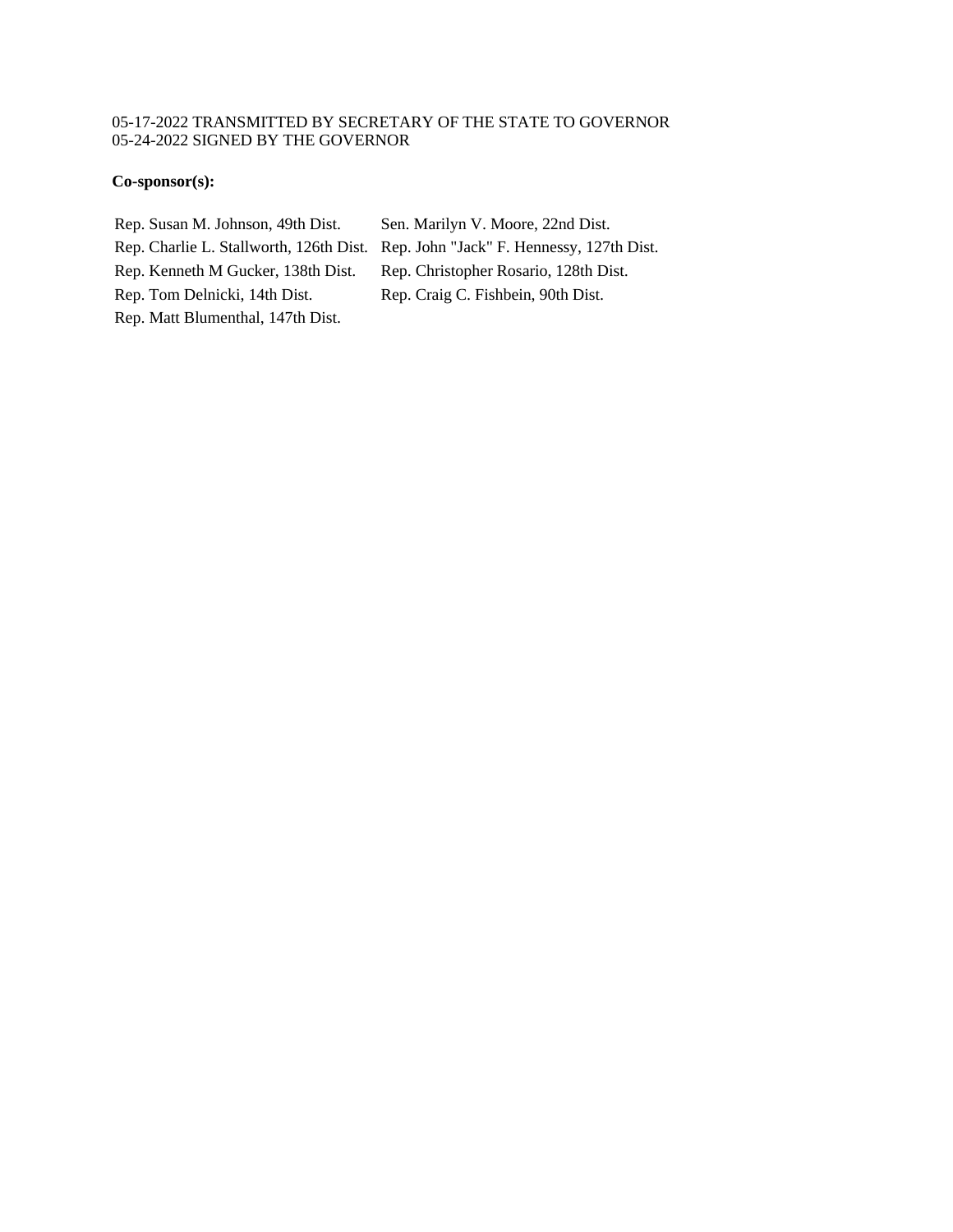05-17-2022 TRANSMITTED BY SECRETARY OF THE STATE TO GOVERNOR
05-24-2022 SIGNED BY THE GOVERNOR

**Co-sponsor(s):**

| | |
|---|---|
| Rep. Susan M. Johnson, 49th Dist. | Sen. Marilyn V. Moore, 22nd Dist. |
| Rep. Charlie L. Stallworth, 126th Dist. | Rep. John "Jack" F. Hennessy, 127th Dist. |
| Rep. Kenneth M Gucker, 138th Dist. | Rep. Christopher Rosario, 128th Dist. |
| Rep. Tom Delnicki, 14th Dist. | Rep. Craig C. Fishbein, 90th Dist. |
| Rep. Matt Blumenthal, 147th Dist. | |